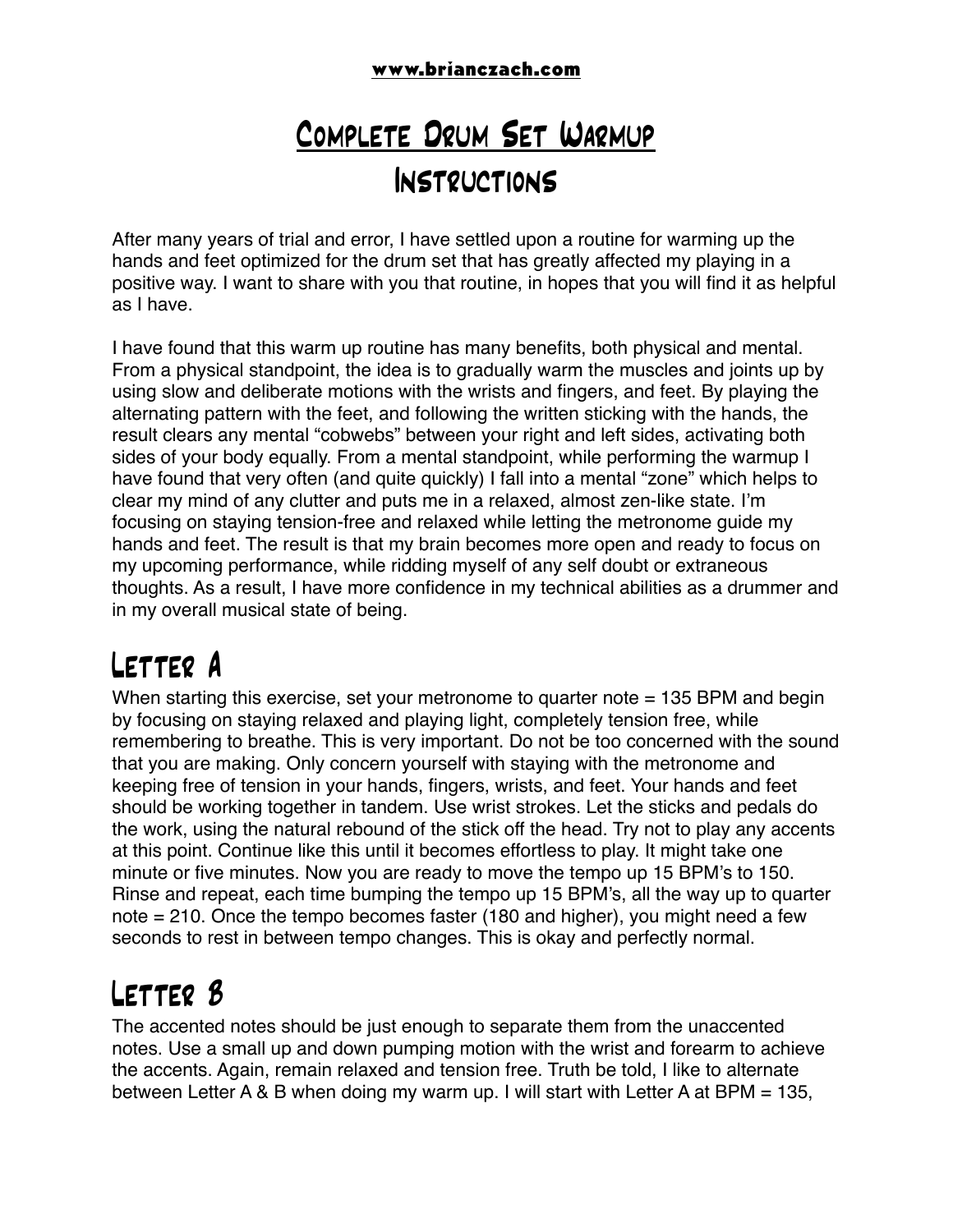www.brianczach.com

# Complete Drum Set Warmup Instructions

After many years of trial and error, I have settled upon a routine for warming up the hands and feet optimized for the drum set that has greatly affected my playing in a positive way. I want to share with you that routine, in hopes that you will find it as helpful as I have.

I have found that this warm up routine has many benefits, both physical and mental. From a physical standpoint, the idea is to gradually warm the muscles and joints up by using slow and deliberate motions with the wrists and fingers, and feet. By playing the alternating pattern with the feet, and following the written sticking with the hands, the result clears any mental "cobwebs" between your right and left sides, activating both sides of your body equally. From a mental standpoint, while performing the warmup I have found that very often (and quite quickly) I fall into a mental "zone" which helps to clear my mind of any clutter and puts me in a relaxed, almost zen-like state. I'm focusing on staying tension-free and relaxed while letting the metronome guide my hands and feet. The result is that my brain becomes more open and ready to focus on my upcoming performance, while ridding myself of any self doubt or extraneous thoughts. As a result, I have more confidence in my technical abilities as a drummer and in my overall musical state of being.

## Letter A

When starting this exercise, set your metronome to quarter note = 135 BPM and begin by focusing on staying relaxed and playing light, completely tension free, while remembering to breathe. This is very important. Do not be too concerned with the sound that you are making. Only concern yourself with staying with the metronome and keeping free of tension in your hands, fingers, wrists, and feet. Your hands and feet should be working together in tandem. Use wrist strokes. Let the sticks and pedals do the work, using the natural rebound of the stick off the head. Try not to play any accents at this point. Continue like this until it becomes effortless to play. It might take one minute or five minutes. Now you are ready to move the tempo up 15 BPM's to 150. Rinse and repeat, each time bumping the tempo up 15 BPM's, all the way up to quarter note = 210. Once the tempo becomes faster (180 and higher), you might need a few seconds to rest in between tempo changes. This is okay and perfectly normal.

## Letter B

The accented notes should be just enough to separate them from the unaccented notes. Use a small up and down pumping motion with the wrist and forearm to achieve the accents. Again, remain relaxed and tension free. Truth be told, I like to alternate between Letter A & B when doing my warm up. I will start with Letter A at BPM = 135,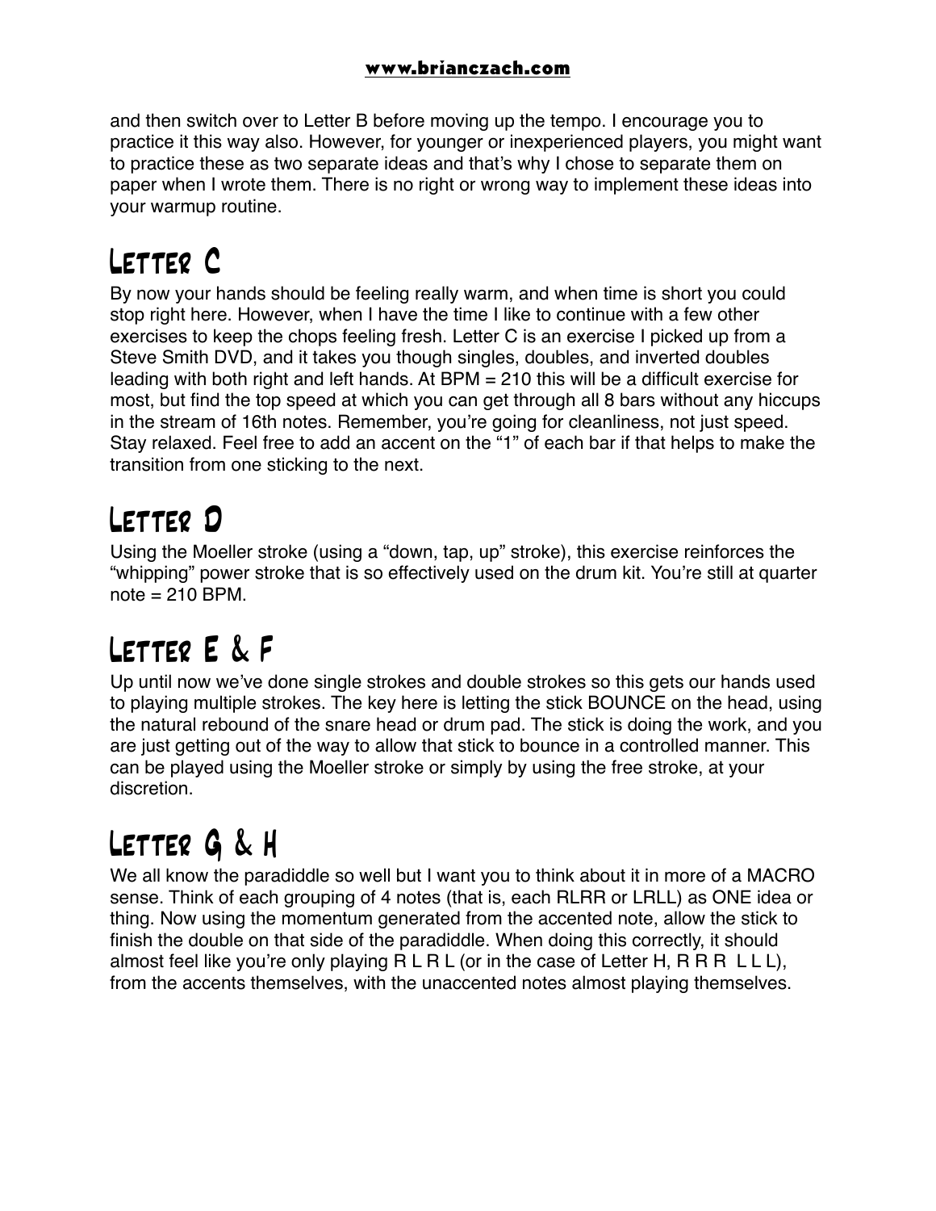and then switch over to Letter B before moving up the tempo. I encourage you to practice it this way also. However, for younger or inexperienced players, you might want to practice these as two separate ideas and that's why I chose to separate them on paper when I wrote them. There is no right or wrong way to implement these ideas into your warmup routine.

## Letter C

By now your hands should be feeling really warm, and when time is short you could stop right here. However, when I have the time I like to continue with a few other exercises to keep the chops feeling fresh. Letter C is an exercise I picked up from a Steve Smith DVD, and it takes you though singles, doubles, and inverted doubles leading with both right and left hands. At BPM = 210 this will be a difficult exercise for most, but find the top speed at which you can get through all 8 bars without any hiccups in the stream of 16th notes. Remember, you're going for cleanliness, not just speed. Stay relaxed. Feel free to add an accent on the "1" of each bar if that helps to make the transition from one sticking to the next.

## Letter D

Using the Moeller stroke (using a "down, tap, up" stroke), this exercise reinforces the "whipping" power stroke that is so effectively used on the drum kit. You're still at quarter note = 210 BPM.

## Letter E & F

Up until now we've done single strokes and double strokes so this gets our hands used to playing multiple strokes. The key here is letting the stick BOUNCE on the head, using the natural rebound of the snare head or drum pad. The stick is doing the work, and you are just getting out of the way to allow that stick to bounce in a controlled manner. This can be played using the Moeller stroke or simply by using the free stroke, at your discretion.

## Letter G & H

We all know the paradiddle so well but I want you to think about it in more of a MACRO sense. Think of each grouping of 4 notes (that is, each RLRR or LRLL) as ONE idea or thing. Now using the momentum generated from the accented note, allow the stick to finish the double on that side of the paradiddle. When doing this correctly, it should almost feel like you're only playing R L R L (or in the case of Letter H, R R R L L L), from the accents themselves, with the unaccented notes almost playing themselves.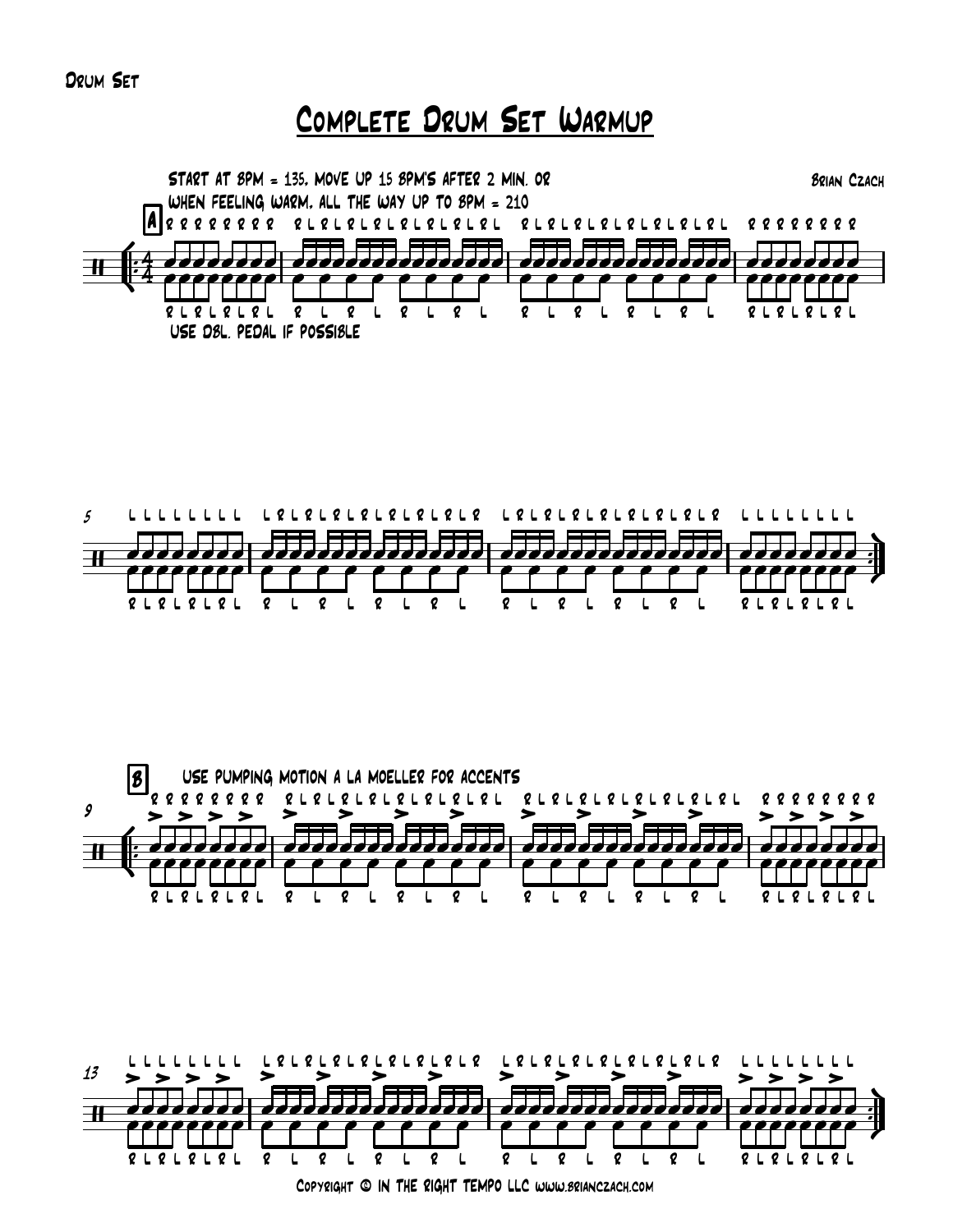Drum Set

# Complete Drum Set Warmup

Start at BPM = 135, move up 15 BPM's after 2 min. or when feeling warm, all the way up to BPM = 210

Brian Czach

**A**

Use dbl. pedal if possible

**B**

Use pumping motion a la Moeller for accents

Copyright © In The Right Tempo LLC www.brianczach.com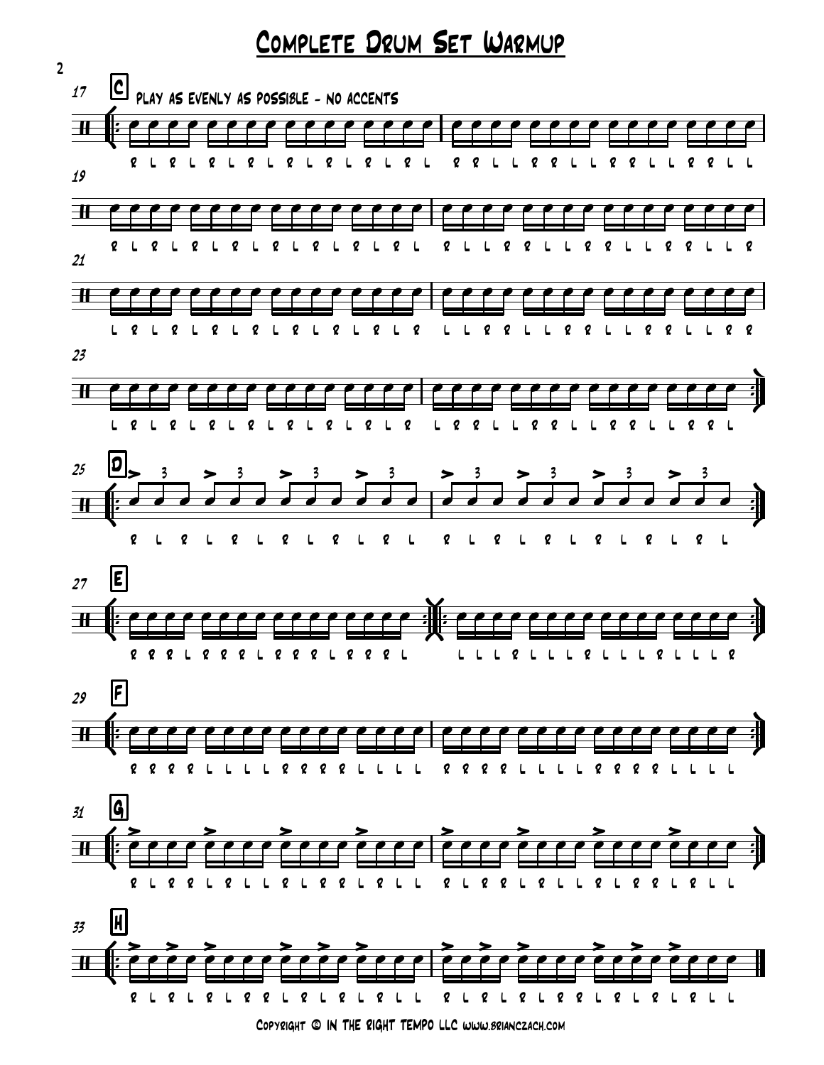# Complete Drum Set Warmup

**C** — play as evenly as possible - no accents

17: R L R L R L R L R L R L R L R L | R R L L R R L L R R L L R R L L

19: R L R L R L R L R L R L R L R L | R L L R R L L R R L L R R L L R

21: L R L R L R L R L R L R L R L R | L L R R L L R R L L R R L L R R

23: L R L R L R L R L R L R L R L R | L R R L L R R L L R R L L R R L

**D**

25: R L R L R L R L R L R L | R L R L R L R L R L R L

**E**

27: R R R L R R R L R R R L R R R L | L L L R L L L R L L L R L L L R

**F**

29: R R R R L L L L R R R R L L L L | R R R R L L L L R R R R L L L L

**G**

31: R L R R L R L L R L R R L R L L | R L R R L R L L R L R R L R L L

**H**

33: R L R L R L R R L R L R L R L L | R L R L R L R R L R L R L R L L